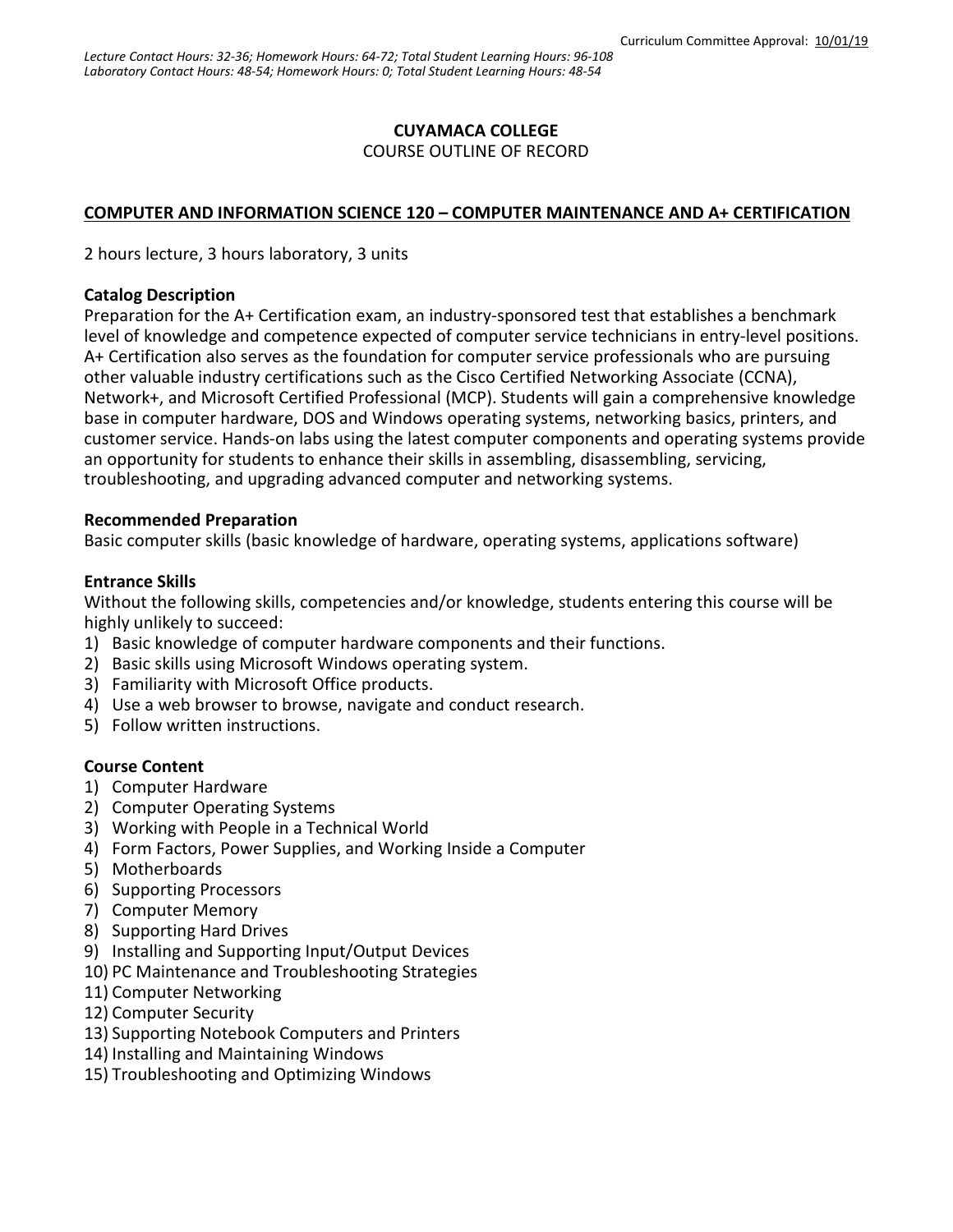Curriculum Committee Approval: 10/01/19

*Lecture Contact Hours: 32-36; Homework Hours: 64-72; Total Student Learning Hours: 96-108*
*Laboratory Contact Hours: 48-54; Homework Hours: 0; Total Student Learning Hours: 48-54*

# CUYAMACA COLLEGE

COURSE OUTLINE OF RECORD

## COMPUTER AND INFORMATION SCIENCE 120 – COMPUTER MAINTENANCE AND A+ CERTIFICATION

2 hours lecture, 3 hours laboratory, 3 units

**Catalog Description**

Preparation for the A+ Certification exam, an industry-sponsored test that establishes a benchmark level of knowledge and competence expected of computer service technicians in entry-level positions. A+ Certification also serves as the foundation for computer service professionals who are pursuing other valuable industry certifications such as the Cisco Certified Networking Associate (CCNA), Network+, and Microsoft Certified Professional (MCP). Students will gain a comprehensive knowledge base in computer hardware, DOS and Windows operating systems, networking basics, printers, and customer service. Hands-on labs using the latest computer components and operating systems provide an opportunity for students to enhance their skills in assembling, disassembling, servicing, troubleshooting, and upgrading advanced computer and networking systems.

**Recommended Preparation**

Basic computer skills (basic knowledge of hardware, operating systems, applications software)

**Entrance Skills**

Without the following skills, competencies and/or knowledge, students entering this course will be highly unlikely to succeed:

1) Basic knowledge of computer hardware components and their functions.
2) Basic skills using Microsoft Windows operating system.
3) Familiarity with Microsoft Office products.
4) Use a web browser to browse, navigate and conduct research.
5) Follow written instructions.

**Course Content**

1) Computer Hardware
2) Computer Operating Systems
3) Working with People in a Technical World
4) Form Factors, Power Supplies, and Working Inside a Computer
5) Motherboards
6) Supporting Processors
7) Computer Memory
8) Supporting Hard Drives
9) Installing and Supporting Input/Output Devices
10) PC Maintenance and Troubleshooting Strategies
11) Computer Networking
12) Computer Security
13) Supporting Notebook Computers and Printers
14) Installing and Maintaining Windows
15) Troubleshooting and Optimizing Windows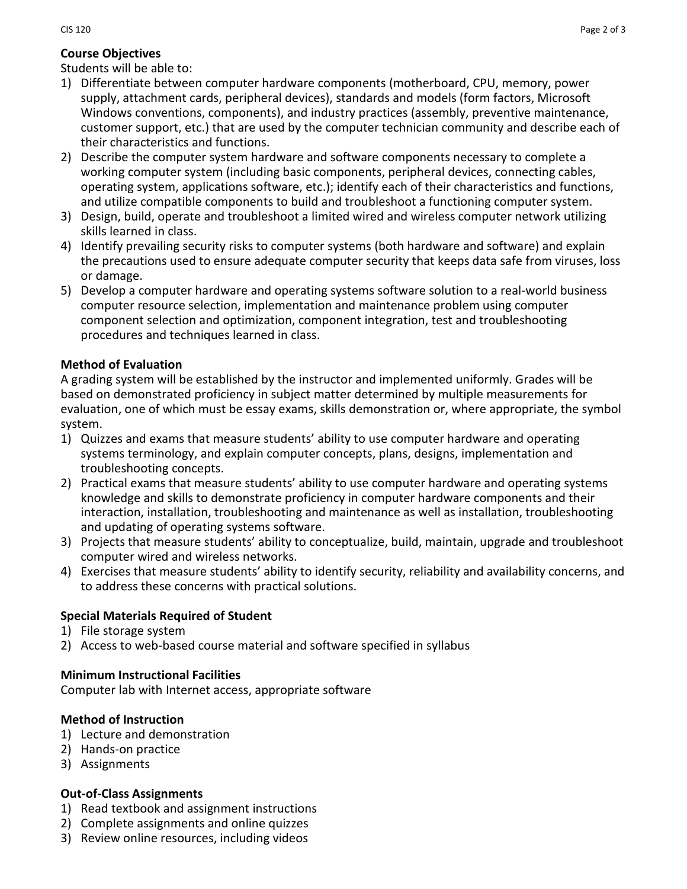**Course Objectives**

Students will be able to:

1) Differentiate between computer hardware components (motherboard, CPU, memory, power supply, attachment cards, peripheral devices), standards and models (form factors, Microsoft Windows conventions, components), and industry practices (assembly, preventive maintenance, customer support, etc.) that are used by the computer technician community and describe each of their characteristics and functions.
2) Describe the computer system hardware and software components necessary to complete a working computer system (including basic components, peripheral devices, connecting cables, operating system, applications software, etc.); identify each of their characteristics and functions, and utilize compatible components to build and troubleshoot a functioning computer system.
3) Design, build, operate and troubleshoot a limited wired and wireless computer network utilizing skills learned in class.
4) Identify prevailing security risks to computer systems (both hardware and software) and explain the precautions used to ensure adequate computer security that keeps data safe from viruses, loss or damage.
5) Develop a computer hardware and operating systems software solution to a real-world business computer resource selection, implementation and maintenance problem using computer component selection and optimization, component integration, test and troubleshooting procedures and techniques learned in class.

**Method of Evaluation**

A grading system will be established by the instructor and implemented uniformly. Grades will be based on demonstrated proficiency in subject matter determined by multiple measurements for evaluation, one of which must be essay exams, skills demonstration or, where appropriate, the symbol system.

1) Quizzes and exams that measure students' ability to use computer hardware and operating systems terminology, and explain computer concepts, plans, designs, implementation and troubleshooting concepts.
2) Practical exams that measure students' ability to use computer hardware and operating systems knowledge and skills to demonstrate proficiency in computer hardware components and their interaction, installation, troubleshooting and maintenance as well as installation, troubleshooting and updating of operating systems software.
3) Projects that measure students' ability to conceptualize, build, maintain, upgrade and troubleshoot computer wired and wireless networks.
4) Exercises that measure students' ability to identify security, reliability and availability concerns, and to address these concerns with practical solutions.

**Special Materials Required of Student**

1) File storage system
2) Access to web-based course material and software specified in syllabus

**Minimum Instructional Facilities**

Computer lab with Internet access, appropriate software

**Method of Instruction**

1) Lecture and demonstration
2) Hands-on practice
3) Assignments

**Out-of-Class Assignments**

1) Read textbook and assignment instructions
2) Complete assignments and online quizzes
3) Review online resources, including videos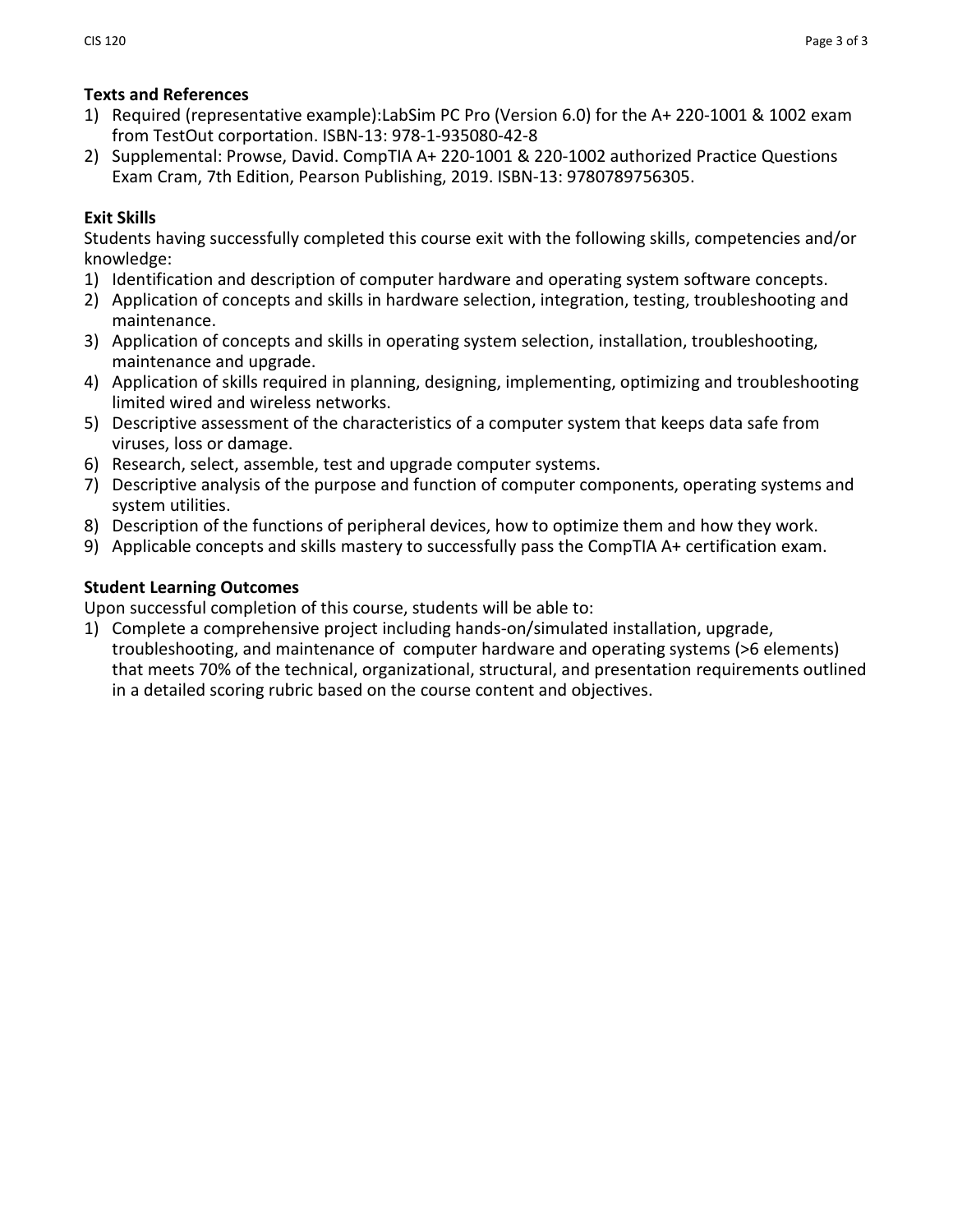**Texts and References**

1) Required (representative example):LabSim PC Pro (Version 6.0) for the A+ 220-1001 & 1002 exam from TestOut corportation. ISBN-13: 978-1-935080-42-8
2) Supplemental: Prowse, David. CompTIA A+ 220-1001 & 220-1002 authorized Practice Questions Exam Cram, 7th Edition, Pearson Publishing, 2019. ISBN-13: 9780789756305.

**Exit Skills**

Students having successfully completed this course exit with the following skills, competencies and/or knowledge:

1) Identification and description of computer hardware and operating system software concepts.
2) Application of concepts and skills in hardware selection, integration, testing, troubleshooting and maintenance.
3) Application of concepts and skills in operating system selection, installation, troubleshooting, maintenance and upgrade.
4) Application of skills required in planning, designing, implementing, optimizing and troubleshooting limited wired and wireless networks.
5) Descriptive assessment of the characteristics of a computer system that keeps data safe from viruses, loss or damage.
6) Research, select, assemble, test and upgrade computer systems.
7) Descriptive analysis of the purpose and function of computer components, operating systems and system utilities.
8) Description of the functions of peripheral devices, how to optimize them and how they work.
9) Applicable concepts and skills mastery to successfully pass the CompTIA A+ certification exam.

**Student Learning Outcomes**

Upon successful completion of this course, students will be able to:

1) Complete a comprehensive project including hands-on/simulated installation, upgrade, troubleshooting, and maintenance of computer hardware and operating systems (>6 elements) that meets 70% of the technical, organizational, structural, and presentation requirements outlined in a detailed scoring rubric based on the course content and objectives.